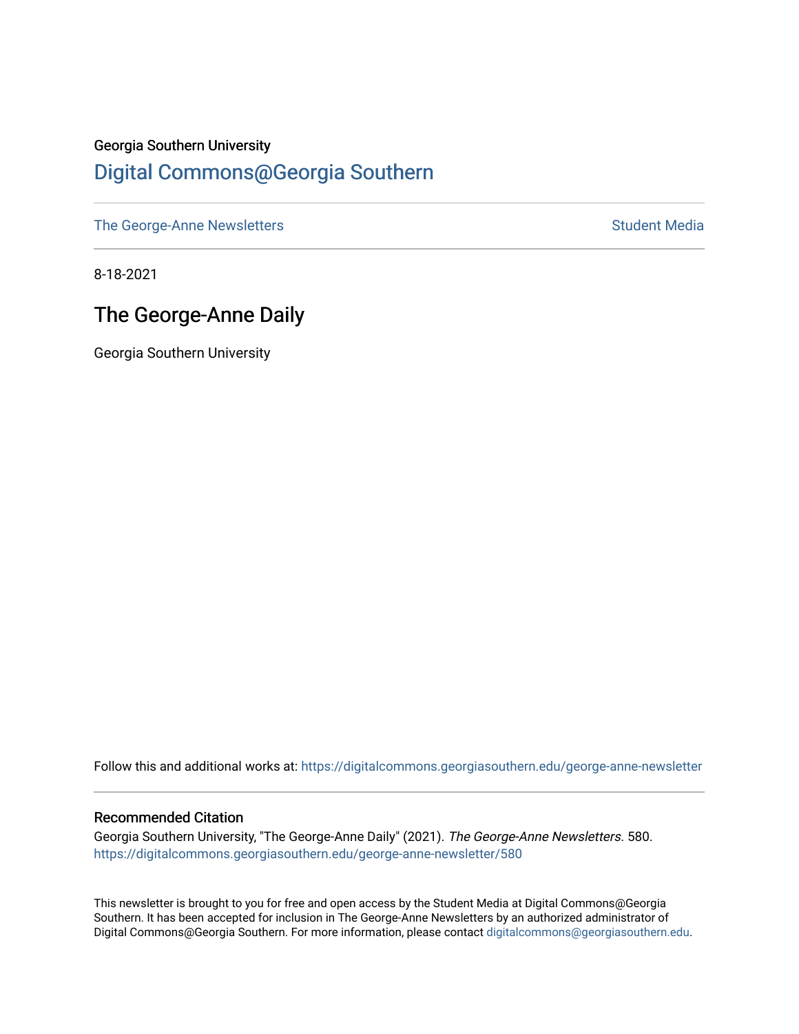Georgia Southern University

# Digital Commons@Georgia Southern

The George-Anne Newsletters | Student Media

8-18-2021

## The George-Anne Daily

Georgia Southern University

Follow this and additional works at: https://digitalcommons.georgiasouthern.edu/george-anne-newsletter

### Recommended Citation

Georgia Southern University, "The George-Anne Daily" (2021). *The George-Anne Newsletters*. 580.
https://digitalcommons.georgiasouthern.edu/george-anne-newsletter/580

This newsletter is brought to you for free and open access by the Student Media at Digital Commons@Georgia Southern. It has been accepted for inclusion in The George-Anne Newsletters by an authorized administrator of Digital Commons@Georgia Southern. For more information, please contact digitalcommons@georgiasouthern.edu.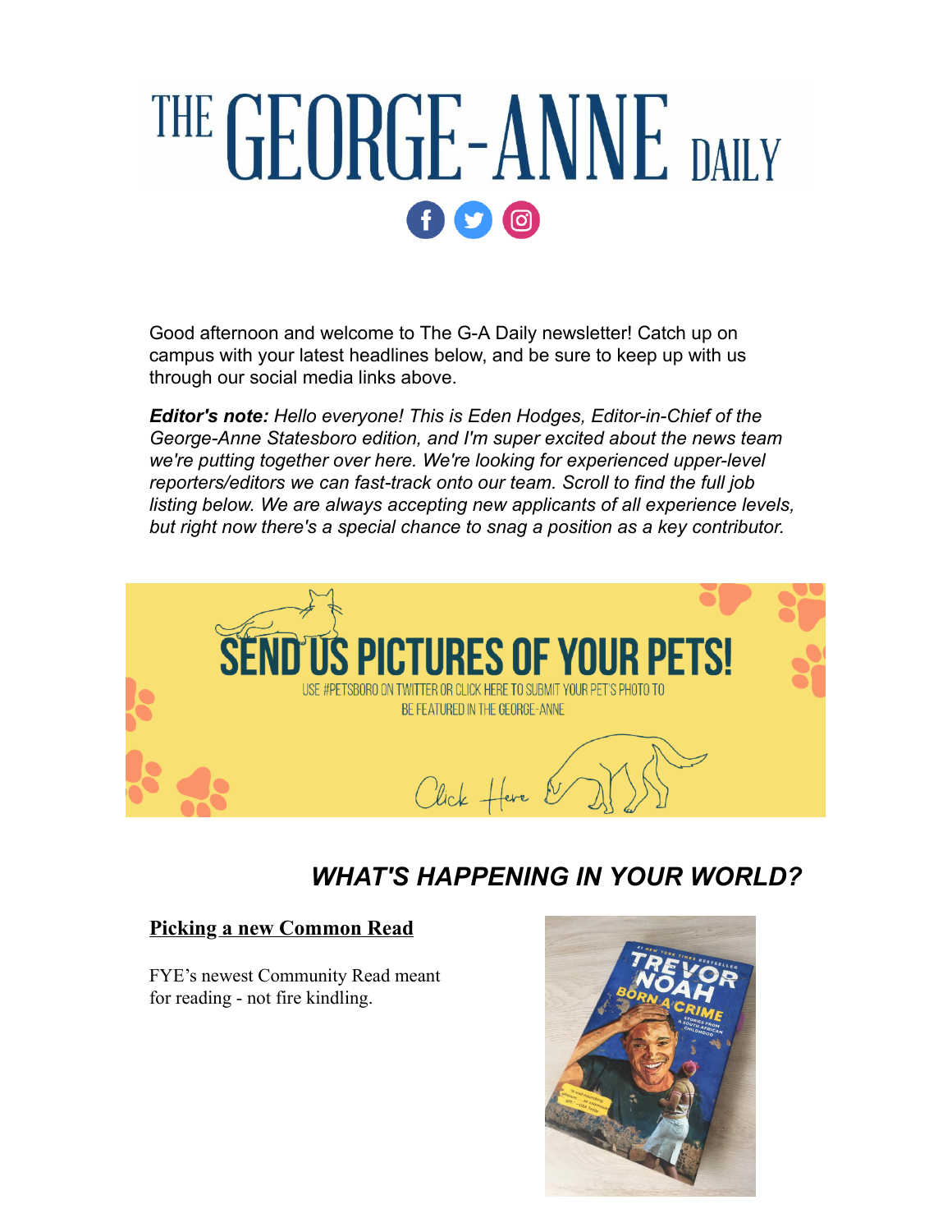# THE GEORGE-ANNE DAILY

Good afternoon and welcome to The G-A Daily newsletter! Catch up on campus with your latest headlines below, and be sure to keep up with us through our social media links above.

***Editor's note:*** *Hello everyone! This is Eden Hodges, Editor-in-Chief of the George-Anne Statesboro edition, and I'm super excited about the news team we're putting together over here. We're looking for experienced upper-level reporters/editors we can fast-track onto our team. Scroll to find the full job listing below. We are always accepting new applicants of all experience levels, but right now there's a special chance to snag a position as a key contributor.*

SEND US PICTURES OF YOUR PETS!

USE #PETSBORO ON TWITTER OR CLICK HERE TO SUBMIT YOUR PET'S PHOTO TO BE FEATURED IN THE GEORGE-ANNE

Click Here

## *WHAT'S HAPPENING IN YOUR WORLD?*

### Picking a new Common Read

FYE's newest Community Read meant for reading - not fire kindling.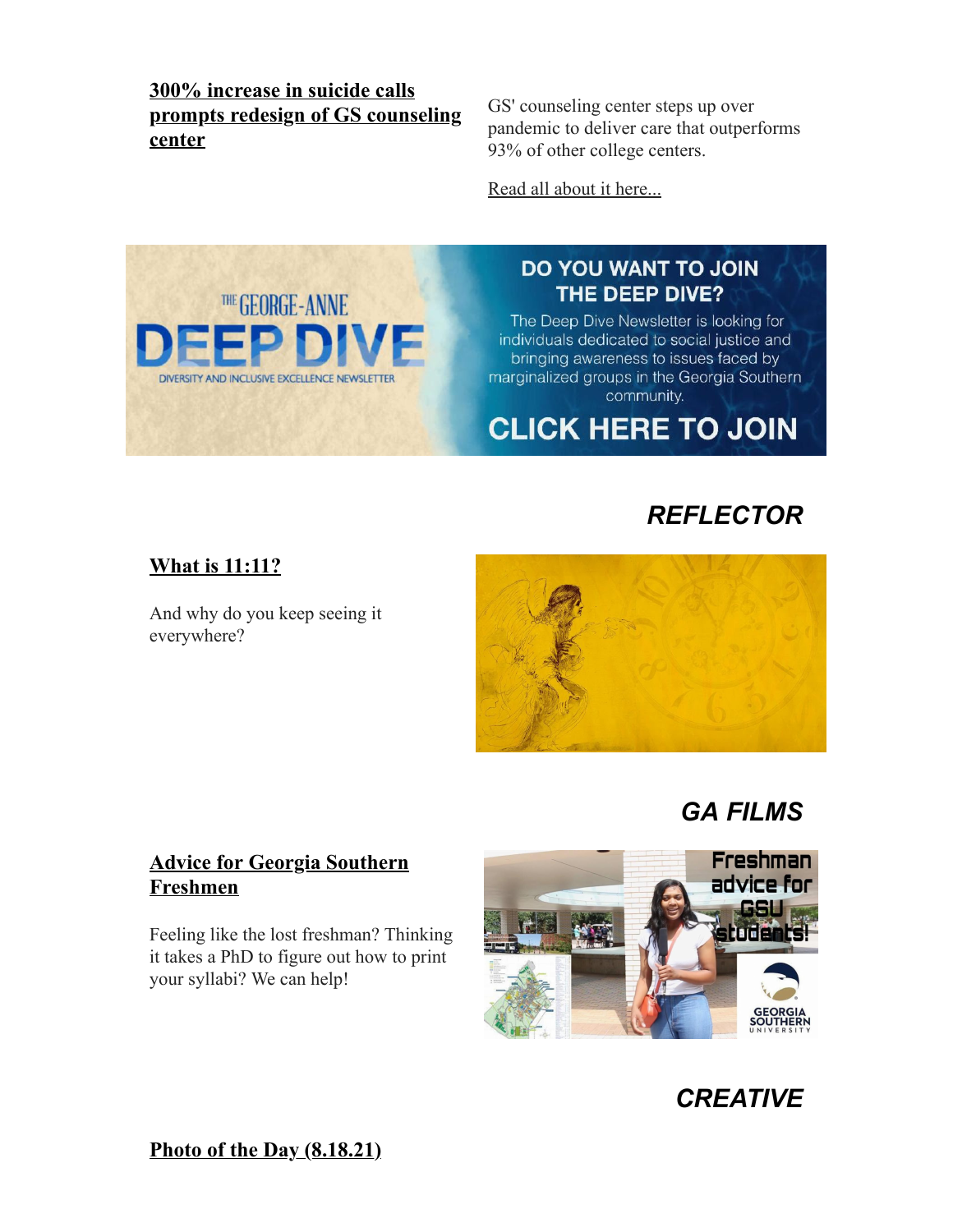**300% increase in suicide calls prompts redesign of GS counseling center**

GS' counseling center steps up over pandemic to deliver care that outperforms 93% of other college centers.

Read all about it here...

THE GEORGE-ANNE DEEP DIVE
DIVERSITY AND INCLUSIVE EXCELLENCE NEWSLETTER

**DO YOU WANT TO JOIN THE DEEP DIVE?**

The Deep Dive Newsletter is looking for individuals dedicated to social justice and bringing awareness to issues faced by marginalized groups in the Georgia Southern community.

**CLICK HERE TO JOIN**

## *REFLECTOR*

**What is 11:11?**

And why do you keep seeing it everywhere?

## *GA FILMS*

**Advice for Georgia Southern Freshmen**

Feeling like the lost freshman? Thinking it takes a PhD to figure out how to print your syllabi? We can help!

Freshman advice for GSU students!

GEORGIA SOUTHERN UNIVERSITY

## *CREATIVE*

**Photo of the Day (8.18.21)**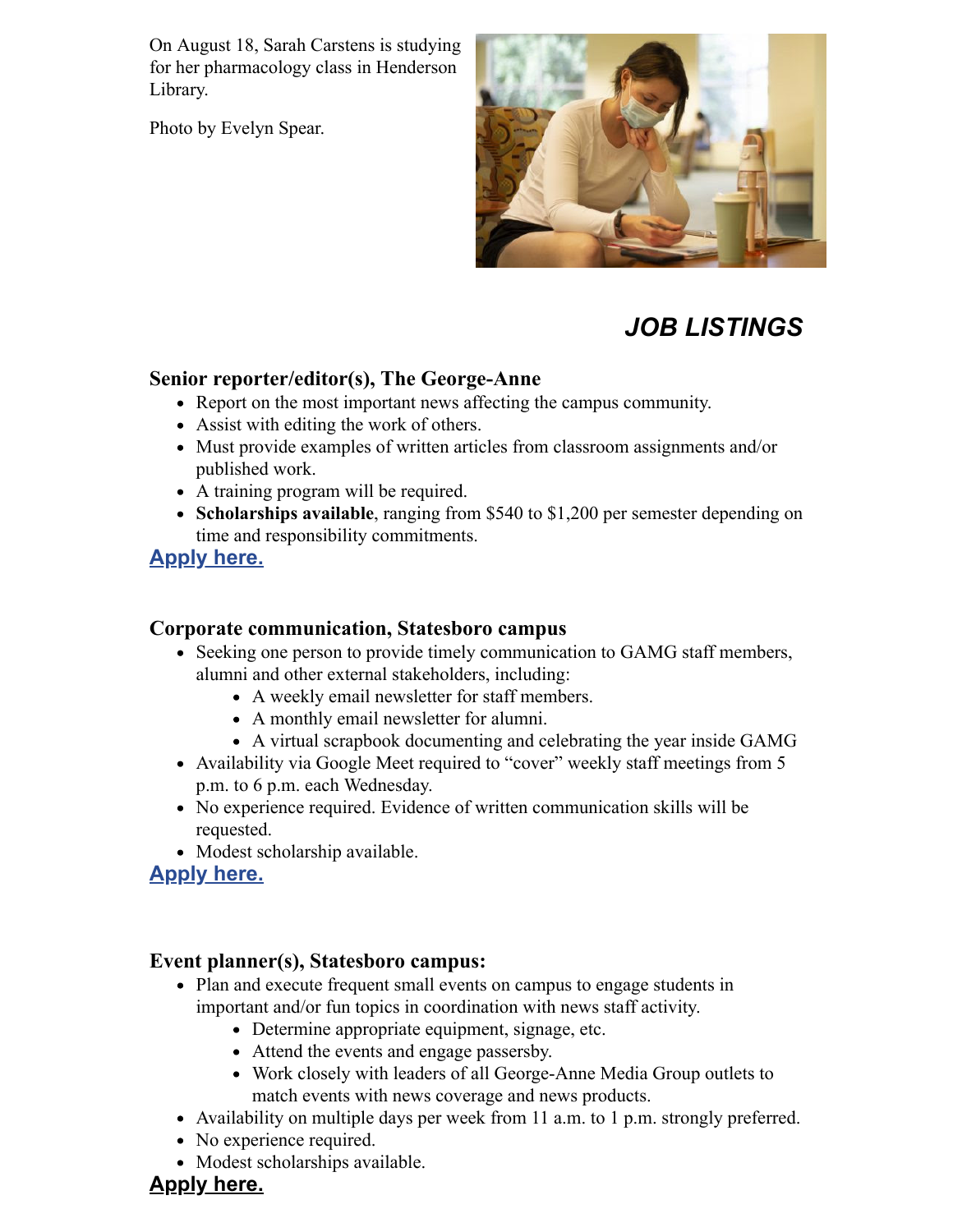On August 18, Sarah Carstens is studying for her pharmacology class in Henderson Library.

Photo by Evelyn Spear.

## *JOB LISTINGS*

### Senior reporter/editor(s), The George-Anne

- Report on the most important news affecting the campus community.
- Assist with editing the work of others.
- Must provide examples of written articles from classroom assignments and/or published work.
- A training program will be required.
- **Scholarships available**, ranging from $540 to $1,200 per semester depending on time and responsibility commitments.

**Apply here.**

### Corporate communication, Statesboro campus

- Seeking one person to provide timely communication to GAMG staff members, alumni and other external stakeholders, including:
  - A weekly email newsletter for staff members.
  - A monthly email newsletter for alumni.
  - A virtual scrapbook documenting and celebrating the year inside GAMG
- Availability via Google Meet required to "cover" weekly staff meetings from 5 p.m. to 6 p.m. each Wednesday.
- No experience required. Evidence of written communication skills will be requested.
- Modest scholarship available.

**Apply here.**

### Event planner(s), Statesboro campus:

- Plan and execute frequent small events on campus to engage students in important and/or fun topics in coordination with news staff activity.
  - Determine appropriate equipment, signage, etc.
  - Attend the events and engage passersby.
  - Work closely with leaders of all George-Anne Media Group outlets to match events with news coverage and news products.
- Availability on multiple days per week from 11 a.m. to 1 p.m. strongly preferred.
- No experience required.
- Modest scholarships available.

**Apply here.**